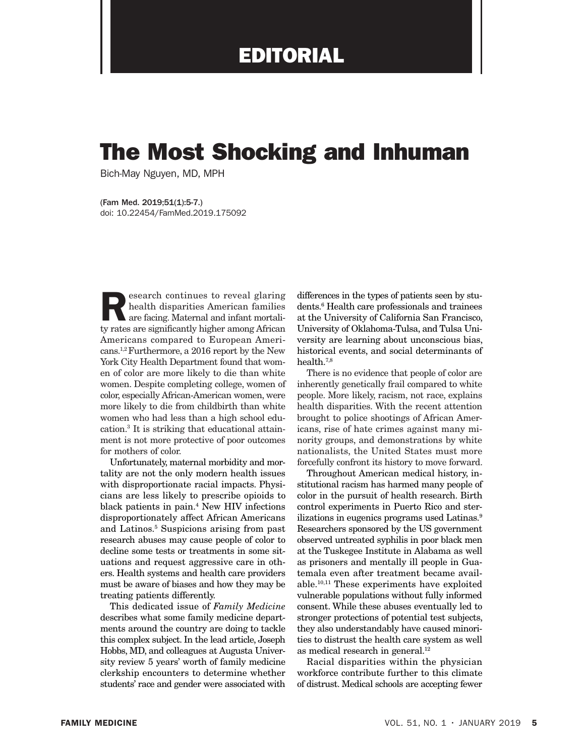# EDITORIAL

# The Most Shocking and Inhuman

Bich-May Nguyen, MD, MPH

(Fam Med. 2019;51(1):5-7.)
doi: 10.22454/FamMed.2019.175092

Research continues to reveal glaring health disparities American families are facing. Maternal and infant mortality rates are significantly higher among African Americans compared to European Americans.[1,2] Furthermore, a 2016 report by the New York City Health Department found that women of color are more likely to die than white women. Despite completing college, women of color, especially African-American women, were more likely to die from childbirth than white women who had less than a high school education.[3] It is striking that educational attainment is not more protective of poor outcomes for mothers of color.

Unfortunately, maternal morbidity and mortality are not the only modern health issues with disproportionate racial impacts. Physicians are less likely to prescribe opioids to black patients in pain.[4] New HIV infections disproportionately affect African Americans and Latinos.[5] Suspicions arising from past research abuses may cause people of color to decline some tests or treatments in some situations and request aggressive care in others. Health systems and health care providers must be aware of biases and how they may be treating patients differently.

This dedicated issue of *Family Medicine* describes what some family medicine departments around the country are doing to tackle this complex subject. In the lead article, Joseph Hobbs, MD, and colleagues at Augusta University review 5 years' worth of family medicine clerkship encounters to determine whether students' race and gender were associated with differences in the types of patients seen by students.[6] Health care professionals and trainees at the University of California San Francisco, University of Oklahoma-Tulsa, and Tulsa University are learning about unconscious bias, historical events, and social determinants of health.[7,8]

There is no evidence that people of color are inherently genetically frail compared to white people. More likely, racism, not race, explains health disparities. With the recent attention brought to police shootings of African Americans, rise of hate crimes against many minority groups, and demonstrations by white nationalists, the United States must more forcefully confront its history to move forward.

Throughout American medical history, institutional racism has harmed many people of color in the pursuit of health research. Birth control experiments in Puerto Rico and sterilizations in eugenics programs used Latinas.[9] Researchers sponsored by the US government observed untreated syphilis in poor black men at the Tuskegee Institute in Alabama as well as prisoners and mentally ill people in Guatemala even after treatment became available.[10,11] These experiments have exploited vulnerable populations without fully informed consent. While these abuses eventually led to stronger protections of potential test subjects, they also understandably have caused minorities to distrust the health care system as well as medical research in general.[12]

Racial disparities within the physician workforce contribute further to this climate of distrust. Medical schools are accepting fewer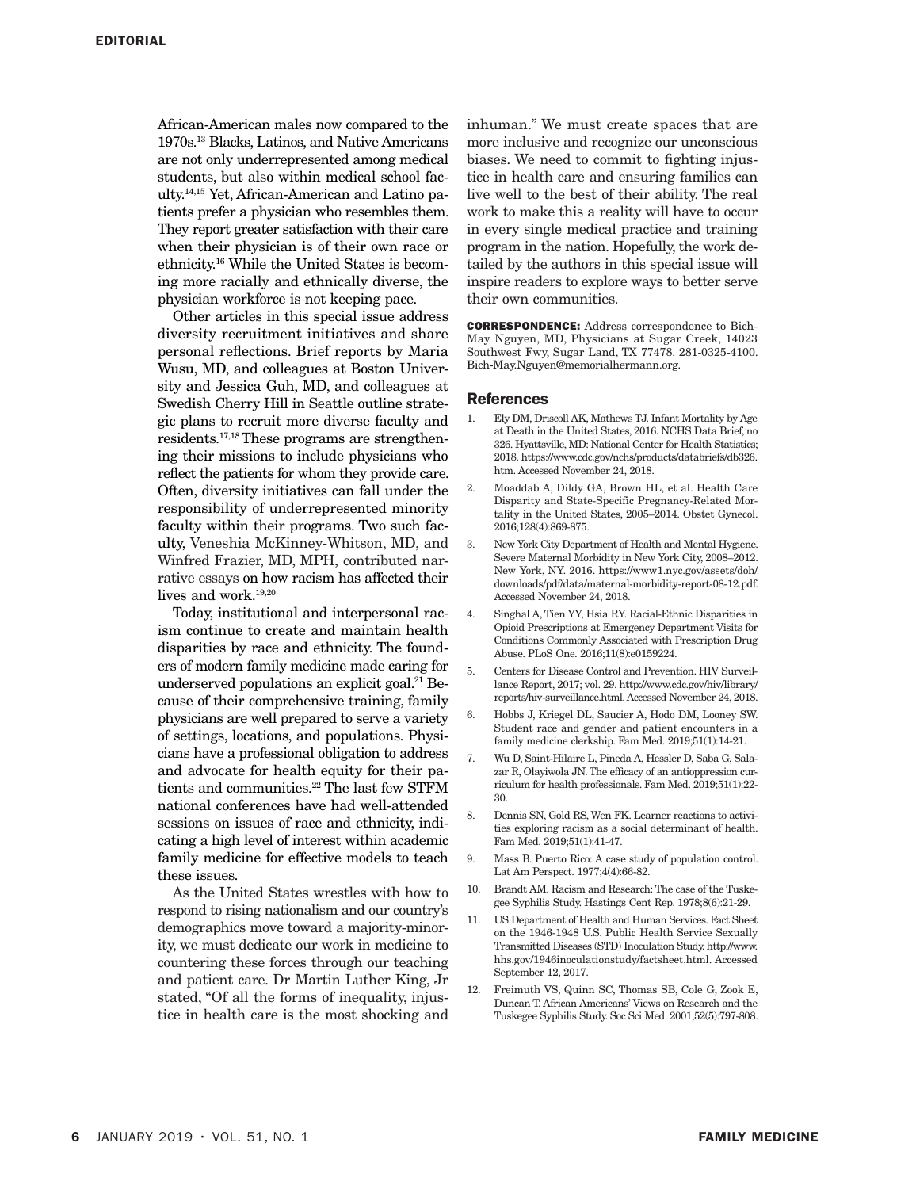African-American males now compared to the 1970s.[13] Blacks, Latinos, and Native Americans are not only underrepresented among medical students, but also within medical school faculty.[14,15] Yet, African-American and Latino patients prefer a physician who resembles them. They report greater satisfaction with their care when their physician is of their own race or ethnicity.[16] While the United States is becoming more racially and ethnically diverse, the physician workforce is not keeping pace.

Other articles in this special issue address diversity recruitment initiatives and share personal reflections. Brief reports by Maria Wusu, MD, and colleagues at Boston University and Jessica Guh, MD, and colleagues at Swedish Cherry Hill in Seattle outline strategic plans to recruit more diverse faculty and residents.[17,18] These programs are strengthening their missions to include physicians who reflect the patients for whom they provide care. Often, diversity initiatives can fall under the responsibility of underrepresented minority faculty within their programs. Two such faculty, Veneshia McKinney-Whitson, MD, and Winfred Frazier, MD, MPH, contributed narrative essays on how racism has affected their lives and work.[19,20]

Today, institutional and interpersonal racism continue to create and maintain health disparities by race and ethnicity. The founders of modern family medicine made caring for underserved populations an explicit goal.[21] Because of their comprehensive training, family physicians are well prepared to serve a variety of settings, locations, and populations. Physicians have a professional obligation to address and advocate for health equity for their patients and communities.[22] The last few STFM national conferences have had well-attended sessions on issues of race and ethnicity, indicating a high level of interest within academic family medicine for effective models to teach these issues.

As the United States wrestles with how to respond to rising nationalism and our country's demographics move toward a majority-minority, we must dedicate our work in medicine to countering these forces through our teaching and patient care. Dr Martin Luther King, Jr stated, "Of all the forms of inequality, injustice in health care is the most shocking and inhuman." We must create spaces that are more inclusive and recognize our unconscious biases. We need to commit to fighting injustice in health care and ensuring families can live well to the best of their ability. The real work to make this a reality will have to occur in every single medical practice and training program in the nation. Hopefully, the work detailed by the authors in this special issue will inspire readers to explore ways to better serve their own communities.

**CORRESPONDENCE:** Address correspondence to Bich-May Nguyen, MD, Physicians at Sugar Creek, 14023 Southwest Fwy, Sugar Land, TX 77478. 281-0325-4100. Bich-May.Nguyen@memorialhermann.org.

## References

1. Ely DM, Driscoll AK, Mathews TJ. Infant Mortality by Age at Death in the United States, 2016. NCHS Data Brief, no 326. Hyattsville, MD: National Center for Health Statistics; 2018. https://www.cdc.gov/nchs/products/databriefs/db326.htm. Accessed November 24, 2018.
2. Moaddab A, Dildy GA, Brown HL, et al. Health Care Disparity and State-Specific Pregnancy-Related Mortality in the United States, 2005–2014. Obstet Gynecol. 2016;128(4):869-875.
3. New York City Department of Health and Mental Hygiene. Severe Maternal Morbidity in New York City, 2008–2012. New York, NY. 2016. https://www1.nyc.gov/assets/doh/downloads/pdf/data/maternal-morbidity-report-08-12.pdf. Accessed November 24, 2018.
4. Singhal A, Tien YY, Hsia RY. Racial-Ethnic Disparities in Opioid Prescriptions at Emergency Department Visits for Conditions Commonly Associated with Prescription Drug Abuse. PLoS One. 2016;11(8):e0159224.
5. Centers for Disease Control and Prevention. HIV Surveillance Report, 2017; vol. 29. http://www.cdc.gov/hiv/library/reports/hiv-surveillance.html. Accessed November 24, 2018.
6. Hobbs J, Kriegel DL, Saucier A, Hodo DM, Looney SW. Student race and gender and patient encounters in a family medicine clerkship. Fam Med. 2019;51(1):14-21.
7. Wu D, Saint-Hilaire L, Pineda A, Hessler D, Saba G, Salazar R, Olayiwola JN. The efficacy of an antioppression curriculum for health professionals. Fam Med. 2019;51(1):22-30.
8. Dennis SN, Gold RS, Wen FK. Learner reactions to activities exploring racism as a social determinant of health. Fam Med. 2019;51(1):41-47.
9. Mass B. Puerto Rico: A case study of population control. Lat Am Perspect. 1977;4(4):66-82.
10. Brandt AM. Racism and Research: The case of the Tuskegee Syphilis Study. Hastings Cent Rep. 1978;8(6):21-29.
11. US Department of Health and Human Services. Fact Sheet on the 1946-1948 U.S. Public Health Service Sexually Transmitted Diseases (STD) Inoculation Study. http://www.hhs.gov/1946inoculationstudy/factsheet.html. Accessed September 12, 2017.
12. Freimuth VS, Quinn SC, Thomas SB, Cole G, Zook E, Duncan T. African Americans' Views on Research and the Tuskegee Syphilis Study. Soc Sci Med. 2001;52(5):797-808.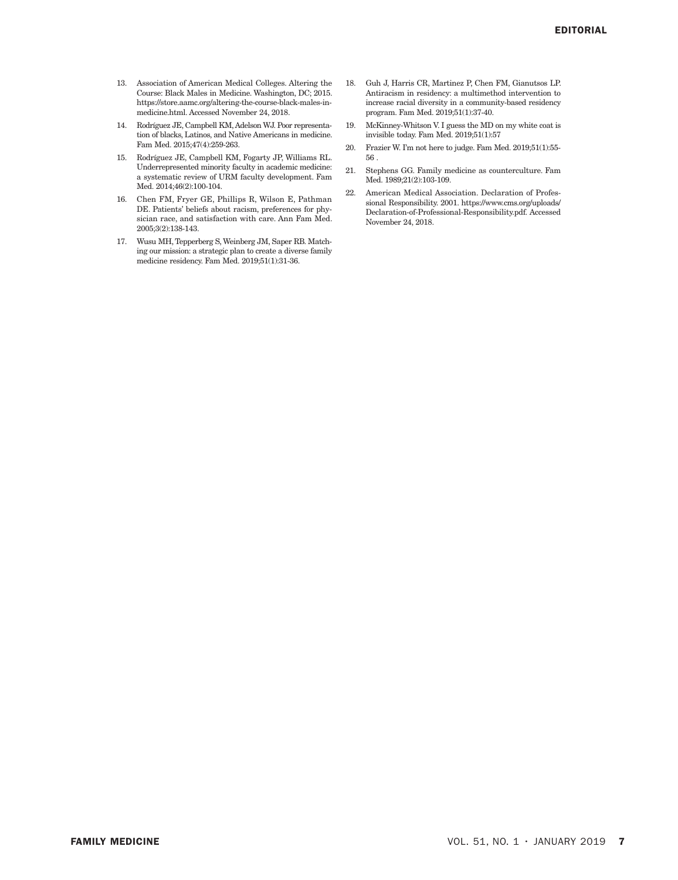13. Association of American Medical Colleges. Altering the Course: Black Males in Medicine. Washington, DC; 2015. https://store.aamc.org/altering-the-course-black-males-in-medicine.html. Accessed November 24, 2018.
14. Rodríguez JE, Campbell KM, Adelson WJ. Poor representation of blacks, Latinos, and Native Americans in medicine. Fam Med. 2015;47(4):259-263.
15. Rodríguez JE, Campbell KM, Fogarty JP, Williams RL. Underrepresented minority faculty in academic medicine: a systematic review of URM faculty development. Fam Med. 2014;46(2):100-104.
16. Chen FM, Fryer GE, Phillips R, Wilson E, Pathman DE. Patients' beliefs about racism, preferences for physician race, and satisfaction with care. Ann Fam Med. 2005;3(2):138-143.
17. Wusu MH, Tepperberg S, Weinberg JM, Saper RB. Matching our mission: a strategic plan to create a diverse family medicine residency. Fam Med. 2019;51(1):31-36.
18. Guh J, Harris CR, Martinez P, Chen FM, Gianutsos LP. Antiracism in residency: a multimethod intervention to increase racial diversity in a community-based residency program. Fam Med. 2019;51(1):37-40.
19. McKinney-Whitson V. I guess the MD on my white coat is invisible today. Fam Med. 2019;51(1):57
20. Frazier W. I'm not here to judge. Fam Med. 2019;51(1):55-56 .
21. Stephens GG. Family medicine as counterculture. Fam Med. 1989;21(2):103-109.
22. American Medical Association. Declaration of Professional Responsibility. 2001. https://www.cms.org/uploads/Declaration-of-Professional-Responsibility.pdf. Accessed November 24, 2018.